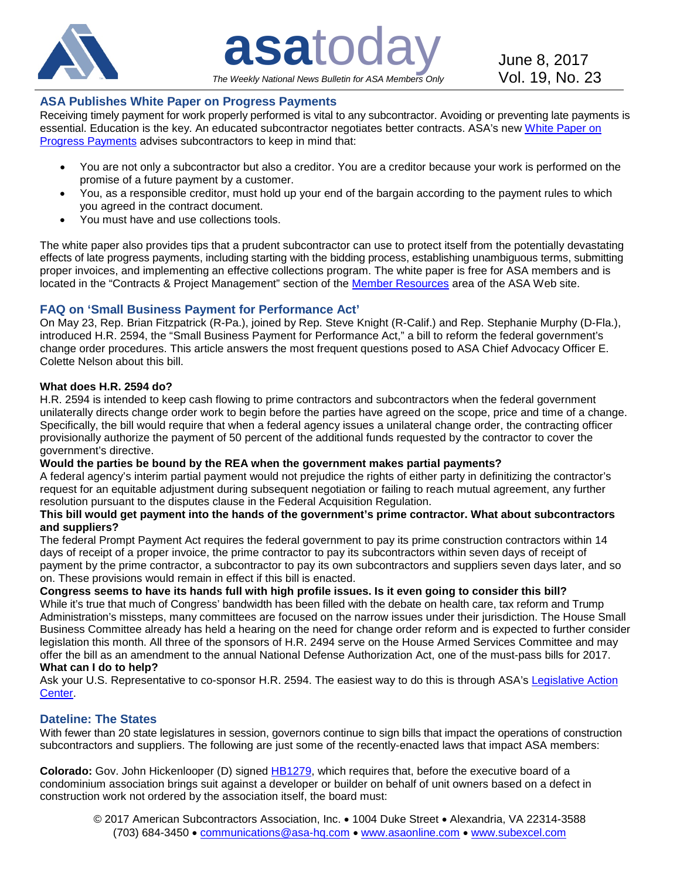# asatoday

*The Weekly National News Bulletin for ASA Members Only*

June 8, 2017
Vol. 19, No. 23

## ASA Publishes White Paper on Progress Payments

Receiving timely payment for work properly performed is vital to any subcontractor. Avoiding or preventing late payments is essential. Education is the key. An educated subcontractor negotiates better contracts. ASA's new White Paper on Progress Payments advises subcontractors to keep in mind that:

- You are not only a subcontractor but also a creditor. You are a creditor because your work is performed on the promise of a future payment by a customer.
- You, as a responsible creditor, must hold up your end of the bargain according to the payment rules to which you agreed in the contract document.
- You must have and use collections tools.

The white paper also provides tips that a prudent subcontractor can use to protect itself from the potentially devastating effects of late progress payments, including starting with the bidding process, establishing unambiguous terms, submitting proper invoices, and implementing an effective collections program. The white paper is free for ASA members and is located in the "Contracts & Project Management" section of the Member Resources area of the ASA Web site.

## FAQ on 'Small Business Payment for Performance Act'

On May 23, Rep. Brian Fitzpatrick (R-Pa.), joined by Rep. Steve Knight (R-Calif.) and Rep. Stephanie Murphy (D-Fla.), introduced H.R. 2594, the "Small Business Payment for Performance Act," a bill to reform the federal government's change order procedures. This article answers the most frequent questions posed to ASA Chief Advocacy Officer E. Colette Nelson about this bill.

**What does H.R. 2594 do?**

H.R. 2594 is intended to keep cash flowing to prime contractors and subcontractors when the federal government unilaterally directs change order work to begin before the parties have agreed on the scope, price and time of a change. Specifically, the bill would require that when a federal agency issues a unilateral change order, the contracting officer provisionally authorize the payment of 50 percent of the additional funds requested by the contractor to cover the government's directive.

**Would the parties be bound by the REA when the government makes partial payments?**

A federal agency's interim partial payment would not prejudice the rights of either party in definitizing the contractor's request for an equitable adjustment during subsequent negotiation or failing to reach mutual agreement, any further resolution pursuant to the disputes clause in the Federal Acquisition Regulation.

**This bill would get payment into the hands of the government's prime contractor. What about subcontractors and suppliers?**

The federal Prompt Payment Act requires the federal government to pay its prime construction contractors within 14 days of receipt of a proper invoice, the prime contractor to pay its subcontractors within seven days of receipt of payment by the prime contractor, a subcontractor to pay its own subcontractors and suppliers seven days later, and so on. These provisions would remain in effect if this bill is enacted.

**Congress seems to have its hands full with high profile issues. Is it even going to consider this bill?**

While it's true that much of Congress' bandwidth has been filled with the debate on health care, tax reform and Trump Administration's missteps, many committees are focused on the narrow issues under their jurisdiction. The House Small Business Committee already has held a hearing on the need for change order reform and is expected to further consider legislation this month. All three of the sponsors of H.R. 2494 serve on the House Armed Services Committee and may offer the bill as an amendment to the annual National Defense Authorization Act, one of the must-pass bills for 2017.

**What can I do to help?**

Ask your U.S. Representative to co-sponsor H.R. 2594. The easiest way to do this is through ASA's Legislative Action Center.

## Dateline: The States

With fewer than 20 state legislatures in session, governors continue to sign bills that impact the operations of construction subcontractors and suppliers. The following are just some of the recently-enacted laws that impact ASA members:

**Colorado:** Gov. John Hickenlooper (D) signed HB1279, which requires that, before the executive board of a condominium association brings suit against a developer or builder on behalf of unit owners based on a defect in construction work not ordered by the association itself, the board must:

© 2017 American Subcontractors Association, Inc. • 1004 Duke Street • Alexandria, VA 22314-3588
(703) 684-3450 • communications@asa-hq.com • www.asaonline.com • www.subexcel.com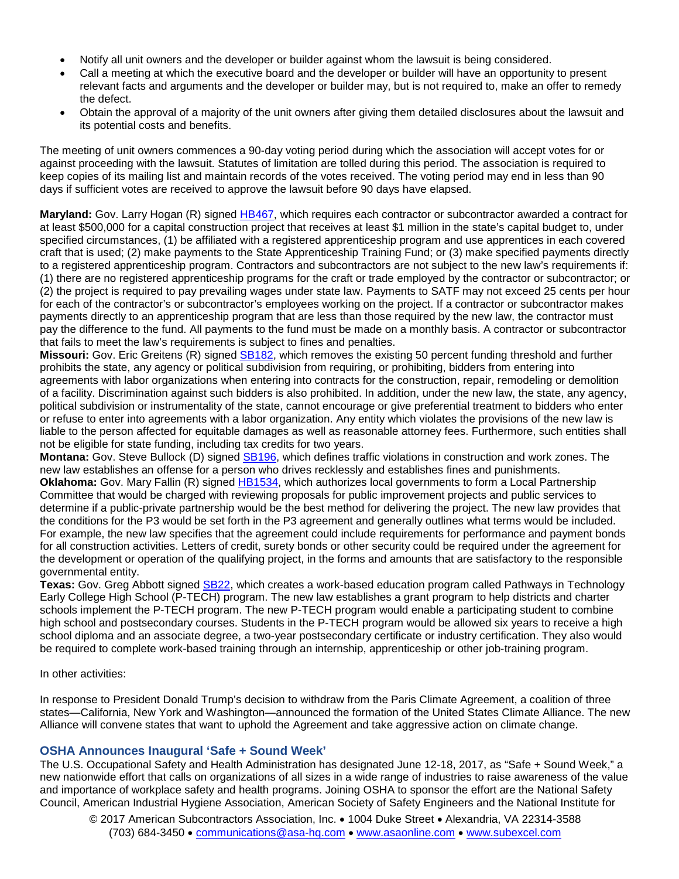- Notify all unit owners and the developer or builder against whom the lawsuit is being considered.
- Call a meeting at which the executive board and the developer or builder will have an opportunity to present relevant facts and arguments and the developer or builder may, but is not required to, make an offer to remedy the defect.
- Obtain the approval of a majority of the unit owners after giving them detailed disclosures about the lawsuit and its potential costs and benefits.

The meeting of unit owners commences a 90-day voting period during which the association will accept votes for or against proceeding with the lawsuit. Statutes of limitation are tolled during this period. The association is required to keep copies of its mailing list and maintain records of the votes received. The voting period may end in less than 90 days if sufficient votes are received to approve the lawsuit before 90 days have elapsed.

**Maryland:** Gov. Larry Hogan (R) signed HB467, which requires each contractor or subcontractor awarded a contract for at least $500,000 for a capital construction project that receives at least $1 million in the state's capital budget to, under specified circumstances, (1) be affiliated with a registered apprenticeship program and use apprentices in each covered craft that is used; (2) make payments to the State Apprenticeship Training Fund; or (3) make specified payments directly to a registered apprenticeship program. Contractors and subcontractors are not subject to the new law's requirements if: (1) there are no registered apprenticeship programs for the craft or trade employed by the contractor or subcontractor; or (2) the project is required to pay prevailing wages under state law. Payments to SATF may not exceed 25 cents per hour for each of the contractor's or subcontractor's employees working on the project. If a contractor or subcontractor makes payments directly to an apprenticeship program that are less than those required by the new law, the contractor must pay the difference to the fund. All payments to the fund must be made on a monthly basis. A contractor or subcontractor that fails to meet the law's requirements is subject to fines and penalties.

**Missouri:** Gov. Eric Greitens (R) signed SB182, which removes the existing 50 percent funding threshold and further prohibits the state, any agency or political subdivision from requiring, or prohibiting, bidders from entering into agreements with labor organizations when entering into contracts for the construction, repair, remodeling or demolition of a facility. Discrimination against such bidders is also prohibited. In addition, under the new law, the state, any agency, political subdivision or instrumentality of the state, cannot encourage or give preferential treatment to bidders who enter or refuse to enter into agreements with a labor organization. Any entity which violates the provisions of the new law is liable to the person affected for equitable damages as well as reasonable attorney fees. Furthermore, such entities shall not be eligible for state funding, including tax credits for two years.

**Montana:** Gov. Steve Bullock (D) signed SB196, which defines traffic violations in construction and work zones. The new law establishes an offense for a person who drives recklessly and establishes fines and punishments.

**Oklahoma:** Gov. Mary Fallin (R) signed HB1534, which authorizes local governments to form a Local Partnership Committee that would be charged with reviewing proposals for public improvement projects and public services to determine if a public-private partnership would be the best method for delivering the project. The new law provides that the conditions for the P3 would be set forth in the P3 agreement and generally outlines what terms would be included. For example, the new law specifies that the agreement could include requirements for performance and payment bonds for all construction activities. Letters of credit, surety bonds or other security could be required under the agreement for the development or operation of the qualifying project, in the forms and amounts that are satisfactory to the responsible governmental entity.

**Texas:** Gov. Greg Abbott signed SB22, which creates a work-based education program called Pathways in Technology Early College High School (P-TECH) program. The new law establishes a grant program to help districts and charter schools implement the P-TECH program. The new P-TECH program would enable a participating student to combine high school and postsecondary courses. Students in the P-TECH program would be allowed six years to receive a high school diploma and an associate degree, a two-year postsecondary certificate or industry certification. They also would be required to complete work-based training through an internship, apprenticeship or other job-training program.

In other activities:

In response to President Donald Trump's decision to withdraw from the Paris Climate Agreement, a coalition of three states—California, New York and Washington—announced the formation of the United States Climate Alliance. The new Alliance will convene states that want to uphold the Agreement and take aggressive action on climate change.

## OSHA Announces Inaugural 'Safe + Sound Week'

The U.S. Occupational Safety and Health Administration has designated June 12-18, 2017, as "Safe + Sound Week," a new nationwide effort that calls on organizations of all sizes in a wide range of industries to raise awareness of the value and importance of workplace safety and health programs. Joining OSHA to sponsor the effort are the National Safety Council, American Industrial Hygiene Association, American Society of Safety Engineers and the National Institute for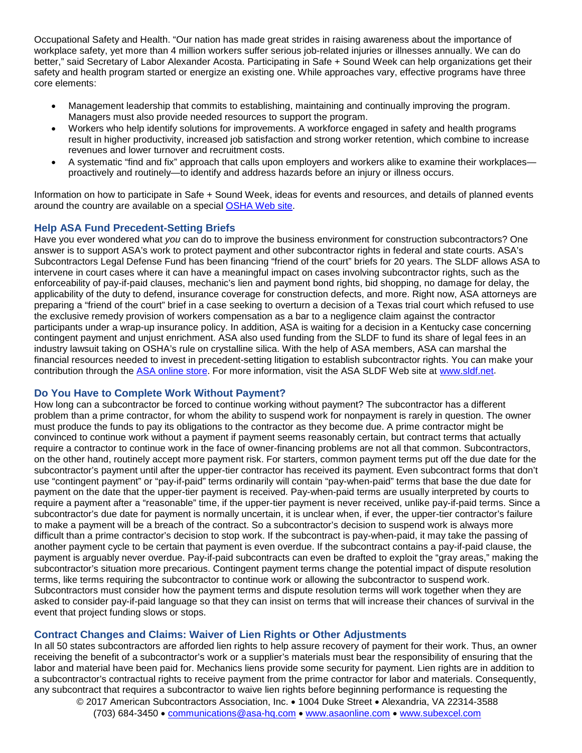Occupational Safety and Health. "Our nation has made great strides in raising awareness about the importance of workplace safety, yet more than 4 million workers suffer serious job-related injuries or illnesses annually. We can do better," said Secretary of Labor Alexander Acosta. Participating in Safe + Sound Week can help organizations get their safety and health program started or energize an existing one. While approaches vary, effective programs have three core elements:

- Management leadership that commits to establishing, maintaining and continually improving the program. Managers must also provide needed resources to support the program.
- Workers who help identify solutions for improvements. A workforce engaged in safety and health programs result in higher productivity, increased job satisfaction and strong worker retention, which combine to increase revenues and lower turnover and recruitment costs.
- A systematic "find and fix" approach that calls upon employers and workers alike to examine their workplaces—proactively and routinely—to identify and address hazards before an injury or illness occurs.

Information on how to participate in Safe + Sound Week, ideas for events and resources, and details of planned events around the country are available on a special OSHA Web site.

## Help ASA Fund Precedent-Setting Briefs

Have you ever wondered what *you* can do to improve the business environment for construction subcontractors? One answer is to support ASA's work to protect payment and other subcontractor rights in federal and state courts. ASA's Subcontractors Legal Defense Fund has been financing "friend of the court" briefs for 20 years. The SLDF allows ASA to intervene in court cases where it can have a meaningful impact on cases involving subcontractor rights, such as the enforceability of pay-if-paid clauses, mechanic's lien and payment bond rights, bid shopping, no damage for delay, the applicability of the duty to defend, insurance coverage for construction defects, and more. Right now, ASA attorneys are preparing a "friend of the court" brief in a case seeking to overturn a decision of a Texas trial court which refused to use the exclusive remedy provision of workers compensation as a bar to a negligence claim against the contractor participants under a wrap-up insurance policy. In addition, ASA is waiting for a decision in a Kentucky case concerning contingent payment and unjust enrichment. ASA also used funding from the SLDF to fund its share of legal fees in an industry lawsuit taking on OSHA's rule on crystalline silica. With the help of ASA members, ASA can marshal the financial resources needed to invest in precedent-setting litigation to establish subcontractor rights. You can make your contribution through the ASA online store. For more information, visit the ASA SLDF Web site at www.sldf.net.

## Do You Have to Complete Work Without Payment?

How long can a subcontractor be forced to continue working without payment? The subcontractor has a different problem than a prime contractor, for whom the ability to suspend work for nonpayment is rarely in question. The owner must produce the funds to pay its obligations to the contractor as they become due. A prime contractor might be convinced to continue work without a payment if payment seems reasonably certain, but contract terms that actually require a contractor to continue work in the face of owner-financing problems are not all that common. Subcontractors, on the other hand, routinely accept more payment risk. For starters, common payment terms put off the due date for the subcontractor's payment until after the upper-tier contractor has received its payment. Even subcontract forms that don't use "contingent payment" or "pay-if-paid" terms ordinarily will contain "pay-when-paid" terms that base the due date for payment on the date that the upper-tier payment is received. Pay-when-paid terms are usually interpreted by courts to require a payment after a "reasonable" time, if the upper-tier payment is never received, unlike pay-if-paid terms. Since a subcontractor's due date for payment is normally uncertain, it is unclear when, if ever, the upper-tier contractor's failure to make a payment will be a breach of the contract. So a subcontractor's decision to suspend work is always more difficult than a prime contractor's decision to stop work. If the subcontract is pay-when-paid, it may take the passing of another payment cycle to be certain that payment is even overdue. If the subcontract contains a pay-if-paid clause, the payment is arguably never overdue. Pay-if-paid subcontracts can even be drafted to exploit the "gray areas," making the subcontractor's situation more precarious. Contingent payment terms change the potential impact of dispute resolution terms, like terms requiring the subcontractor to continue work or allowing the subcontractor to suspend work. Subcontractors must consider how the payment terms and dispute resolution terms will work together when they are asked to consider pay-if-paid language so that they can insist on terms that will increase their chances of survival in the event that project funding slows or stops.

## Contract Changes and Claims: Waiver of Lien Rights or Other Adjustments

In all 50 states subcontractors are afforded lien rights to help assure recovery of payment for their work. Thus, an owner receiving the benefit of a subcontractor's work or a supplier's materials must bear the responsibility of ensuring that the labor and material have been paid for. Mechanics liens provide some security for payment. Lien rights are in addition to a subcontractor's contractual rights to receive payment from the prime contractor for labor and materials. Consequently, any subcontract that requires a subcontractor to waive lien rights before beginning performance is requesting the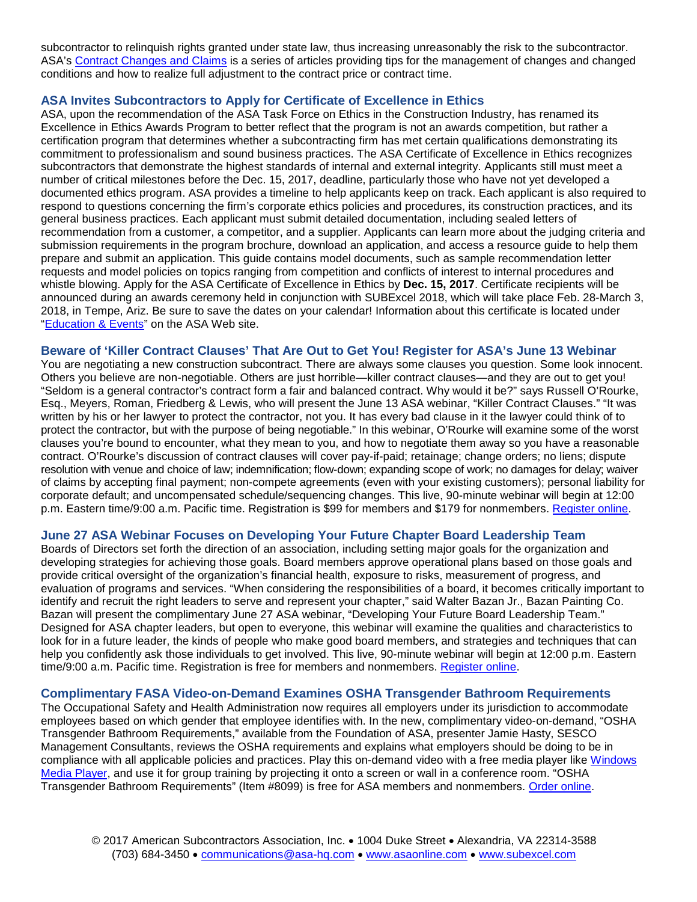subcontractor to relinquish rights granted under state law, thus increasing unreasonably the risk to the subcontractor. ASA's Contract Changes and Claims is a series of articles providing tips for the management of changes and changed conditions and how to realize full adjustment to the contract price or contract time.

### ASA Invites Subcontractors to Apply for Certificate of Excellence in Ethics

ASA, upon the recommendation of the ASA Task Force on Ethics in the Construction Industry, has renamed its Excellence in Ethics Awards Program to better reflect that the program is not an awards competition, but rather a certification program that determines whether a subcontracting firm has met certain qualifications demonstrating its commitment to professionalism and sound business practices. The ASA Certificate of Excellence in Ethics recognizes subcontractors that demonstrate the highest standards of internal and external integrity. Applicants still must meet a number of critical milestones before the Dec. 15, 2017, deadline, particularly those who have not yet developed a documented ethics program. ASA provides a timeline to help applicants keep on track. Each applicant is also required to respond to questions concerning the firm's corporate ethics policies and procedures, its construction practices, and its general business practices. Each applicant must submit detailed documentation, including sealed letters of recommendation from a customer, a competitor, and a supplier. Applicants can learn more about the judging criteria and submission requirements in the program brochure, download an application, and access a resource guide to help them prepare and submit an application. This guide contains model documents, such as sample recommendation letter requests and model policies on topics ranging from competition and conflicts of interest to internal procedures and whistle blowing. Apply for the ASA Certificate of Excellence in Ethics by **Dec. 15, 2017**. Certificate recipients will be announced during an awards ceremony held in conjunction with SUBExcel 2018, which will take place Feb. 28-March 3, 2018, in Tempe, Ariz. Be sure to save the dates on your calendar! Information about this certificate is located under "Education & Events" on the ASA Web site.

### Beware of 'Killer Contract Clauses' That Are Out to Get You! Register for ASA's June 13 Webinar

You are negotiating a new construction subcontract. There are always some clauses you question. Some look innocent. Others you believe are non-negotiable. Others are just horrible—killer contract clauses—and they are out to get you! "Seldom is a general contractor's contract form a fair and balanced contract. Why would it be?" says Russell O'Rourke, Esq., Meyers, Roman, Friedberg & Lewis, who will present the June 13 ASA webinar, "Killer Contract Clauses." "It was written by his or her lawyer to protect the contractor, not you. It has every bad clause in it the lawyer could think of to protect the contractor, but with the purpose of being negotiable." In this webinar, O'Rourke will examine some of the worst clauses you're bound to encounter, what they mean to you, and how to negotiate them away so you have a reasonable contract. O'Rourke's discussion of contract clauses will cover pay-if-paid; retainage; change orders; no liens; dispute resolution with venue and choice of law; indemnification; flow-down; expanding scope of work; no damages for delay; waiver of claims by accepting final payment; non-compete agreements (even with your existing customers); personal liability for corporate default; and uncompensated schedule/sequencing changes. This live, 90-minute webinar will begin at 12:00 p.m. Eastern time/9:00 a.m. Pacific time. Registration is $99 for members and $179 for nonmembers. Register online.

### June 27 ASA Webinar Focuses on Developing Your Future Chapter Board Leadership Team

Boards of Directors set forth the direction of an association, including setting major goals for the organization and developing strategies for achieving those goals. Board members approve operational plans based on those goals and provide critical oversight of the organization's financial health, exposure to risks, measurement of progress, and evaluation of programs and services. "When considering the responsibilities of a board, it becomes critically important to identify and recruit the right leaders to serve and represent your chapter," said Walter Bazan Jr., Bazan Painting Co. Bazan will present the complimentary June 27 ASA webinar, "Developing Your Future Board Leadership Team." Designed for ASA chapter leaders, but open to everyone, this webinar will examine the qualities and characteristics to look for in a future leader, the kinds of people who make good board members, and strategies and techniques that can help you confidently ask those individuals to get involved. This live, 90-minute webinar will begin at 12:00 p.m. Eastern time/9:00 a.m. Pacific time. Registration is free for members and nonmembers. Register online.

### Complimentary FASA Video-on-Demand Examines OSHA Transgender Bathroom Requirements

The Occupational Safety and Health Administration now requires all employers under its jurisdiction to accommodate employees based on which gender that employee identifies with. In the new, complimentary video-on-demand, "OSHA Transgender Bathroom Requirements," available from the Foundation of ASA, presenter Jamie Hasty, SESCO Management Consultants, reviews the OSHA requirements and explains what employers should be doing to be in compliance with all applicable policies and practices. Play this on-demand video with a free media player like Windows Media Player, and use it for group training by projecting it onto a screen or wall in a conference room. "OSHA Transgender Bathroom Requirements" (Item #8099) is free for ASA members and nonmembers. Order online.

© 2017 American Subcontractors Association, Inc. • 1004 Duke Street • Alexandria, VA 22314-3588
(703) 684-3450 • communications@asa-hq.com • www.asaonline.com • www.subexcel.com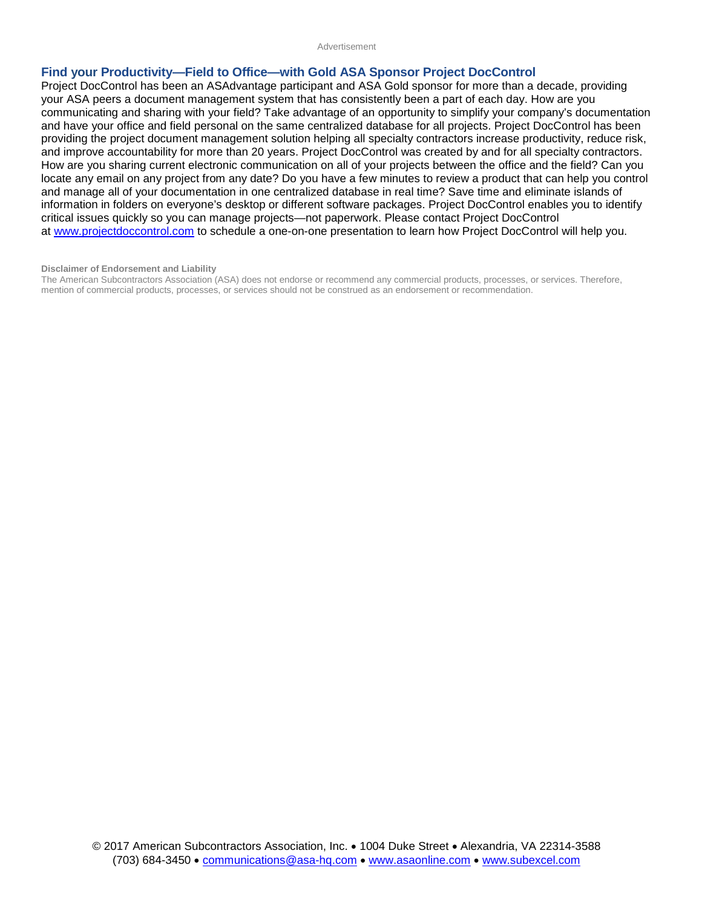Advertisement

## Find your Productivity—Field to Office—with Gold ASA Sponsor Project DocControl

Project DocControl has been an ASAdvantage participant and ASA Gold sponsor for more than a decade, providing your ASA peers a document management system that has consistently been a part of each day. How are you communicating and sharing with your field? Take advantage of an opportunity to simplify your company's documentation and have your office and field personal on the same centralized database for all projects. Project DocControl has been providing the project document management solution helping all specialty contractors increase productivity, reduce risk, and improve accountability for more than 20 years. Project DocControl was created by and for all specialty contractors. How are you sharing current electronic communication on all of your projects between the office and the field? Can you locate any email on any project from any date? Do you have a few minutes to review a product that can help you control and manage all of your documentation in one centralized database in real time? Save time and eliminate islands of information in folders on everyone's desktop or different software packages. Project DocControl enables you to identify critical issues quickly so you can manage projects—not paperwork. Please contact Project DocControl at [www.projectdoccontrol.com](http://www.projectdoccontrol.com) to schedule a one-on-one presentation to learn how Project DocControl will help you.

**Disclaimer of Endorsement and Liability**

The American Subcontractors Association (ASA) does not endorse or recommend any commercial products, processes, or services. Therefore, mention of commercial products, processes, or services should not be construed as an endorsement or recommendation.

© 2017 American Subcontractors Association, Inc. • 1004 Duke Street • Alexandria, VA 22314-3588
(703) 684-3450 • [communications@asa-hq.com](mailto:communications@asa-hq.com) • [www.asaonline.com](http://www.asaonline.com) • [www.subexcel.com](http://www.subexcel.com)